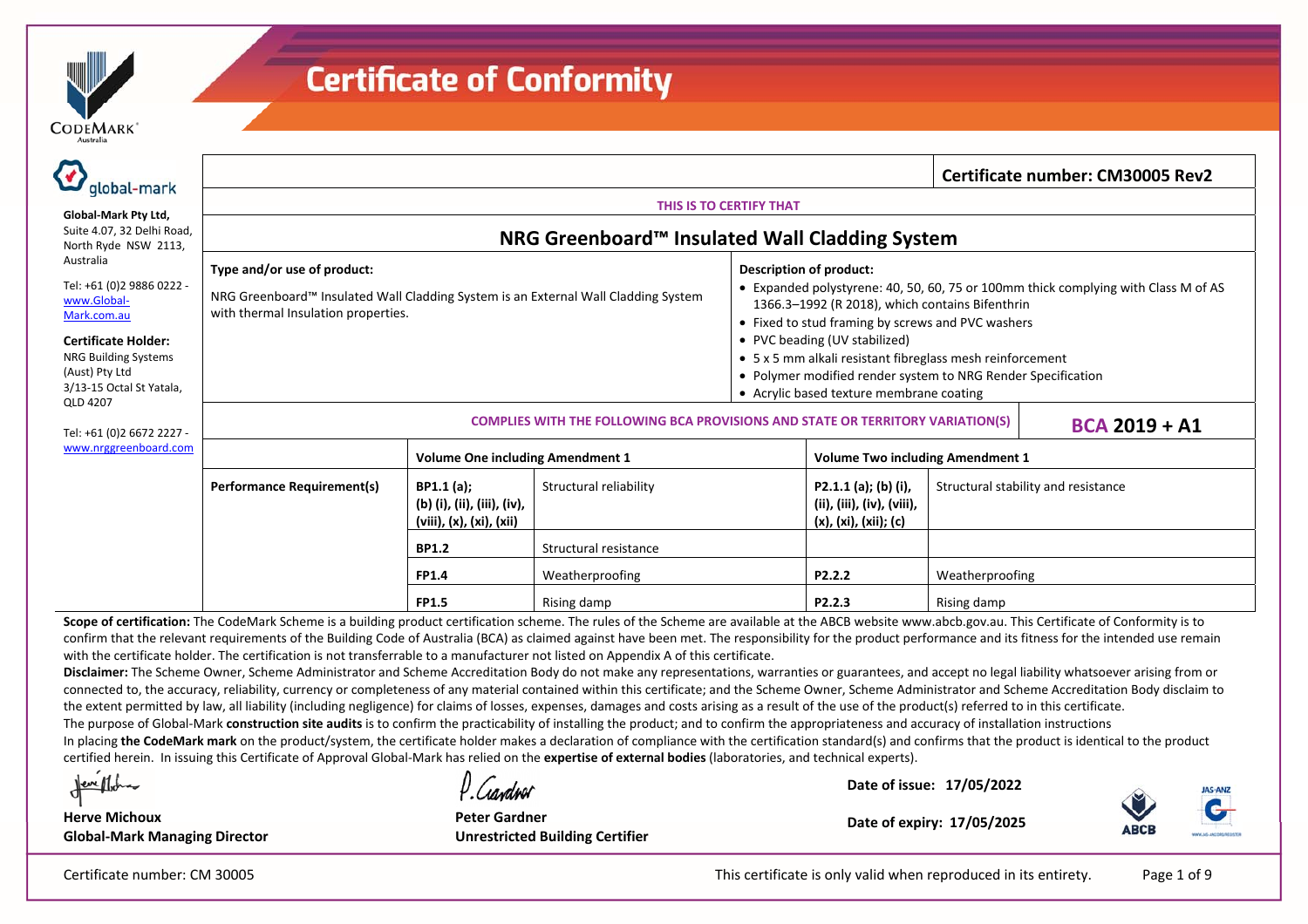# Certificate of Conformity

**Global-Mark Pty Ltd,**
Suite 4.07, 32 Delhi Road,
North Ryde NSW 2113,
Australia

Tel: +61 (0)2 9886 0222 -
www.Global-Mark.com.au

**Certificate Holder:**
NRG Building Systems (Aust) Pty Ltd
3/13-15 Octal St Yatala, QLD 4207

Tel: +61 (0)2 6672 2227 -
www.nrggreenboard.com

**Certificate number: CM30005 Rev2**

THIS IS TO CERTIFY THAT

## NRG Greenboard™ Insulated Wall Cladding System

**Type and/or use of product:**

NRG Greenboard™ Insulated Wall Cladding System is an External Wall Cladding System with thermal Insulation properties.

**Description of product:**

- Expanded polystyrene: 40, 50, 60, 75 or 100mm thick complying with Class M of AS 1366.3–1992 (R 2018), which contains Bifenthrin
- Fixed to stud framing by screws and PVC washers
- PVC beading (UV stabilized)
- 5 x 5 mm alkali resistant fibreglass mesh reinforcement
- Polymer modified render system to NRG Render Specification
- Acrylic based texture membrane coating

COMPLIES WITH THE FOLLOWING BCA PROVISIONS AND STATE OR TERRITORY VARIATION(S) **BCA 2019 + A1**

| | Volume One including Amendment 1 | | Volume Two including Amendment 1 | |
|---|---|---|---|---|
| **Performance Requirement(s)** | **BP1.1 (a); (b) (i), (ii), (iii), (iv), (viii), (x), (xi), (xii)** | Structural reliability | **P2.1.1 (a); (b) (i), (ii), (iii), (iv), (viii), (x), (xi), (xii); (c)** | Structural stability and resistance |
| | **BP1.2** | Structural resistance | | |
| | **FP1.4** | Weatherproofing | **P2.2.2** | Weatherproofing |
| | **FP1.5** | Rising damp | **P2.2.3** | Rising damp |

**Scope of certification:** The CodeMark Scheme is a building product certification scheme. The rules of the Scheme are available at the ABCB website www.abcb.gov.au. This Certificate of Conformity is to confirm that the relevant requirements of the Building Code of Australia (BCA) as claimed against have been met. The responsibility for the product performance and its fitness for the intended use remain with the certificate holder. The certification is not transferrable to a manufacturer not listed on Appendix A of this certificate.

**Disclaimer:** The Scheme Owner, Scheme Administrator and Scheme Accreditation Body do not make any representations, warranties or guarantees, and accept no legal liability whatsoever arising from or connected to, the accuracy, reliability, currency or completeness of any material contained within this certificate; and the Scheme Owner, Scheme Administrator and Scheme Accreditation Body disclaim to the extent permitted by law, all liability (including negligence) for claims of losses, expenses, damages and costs arising as a result of the use of the product(s) referred to in this certificate.

The purpose of Global-Mark **construction site audits** is to confirm the practicability of installing the product; and to confirm the appropriateness and accuracy of installation instructions

In placing **the CodeMark mark** on the product/system, the certificate holder makes a declaration of compliance with the certification standard(s) and confirms that the product is identical to the product certified herein. In issuing this Certificate of Approval Global-Mark has relied on the **expertise of external bodies** (laboratories, and technical experts).

**Herve Michoux**
**Global-Mark Managing Director**

**Peter Gardner**
**Unrestricted Building Certifier**

**Date of issue: 17/05/2022**

**Date of expiry: 17/05/2025**

Certificate number: CM 30005

This certificate is only valid when reproduced in its entirety.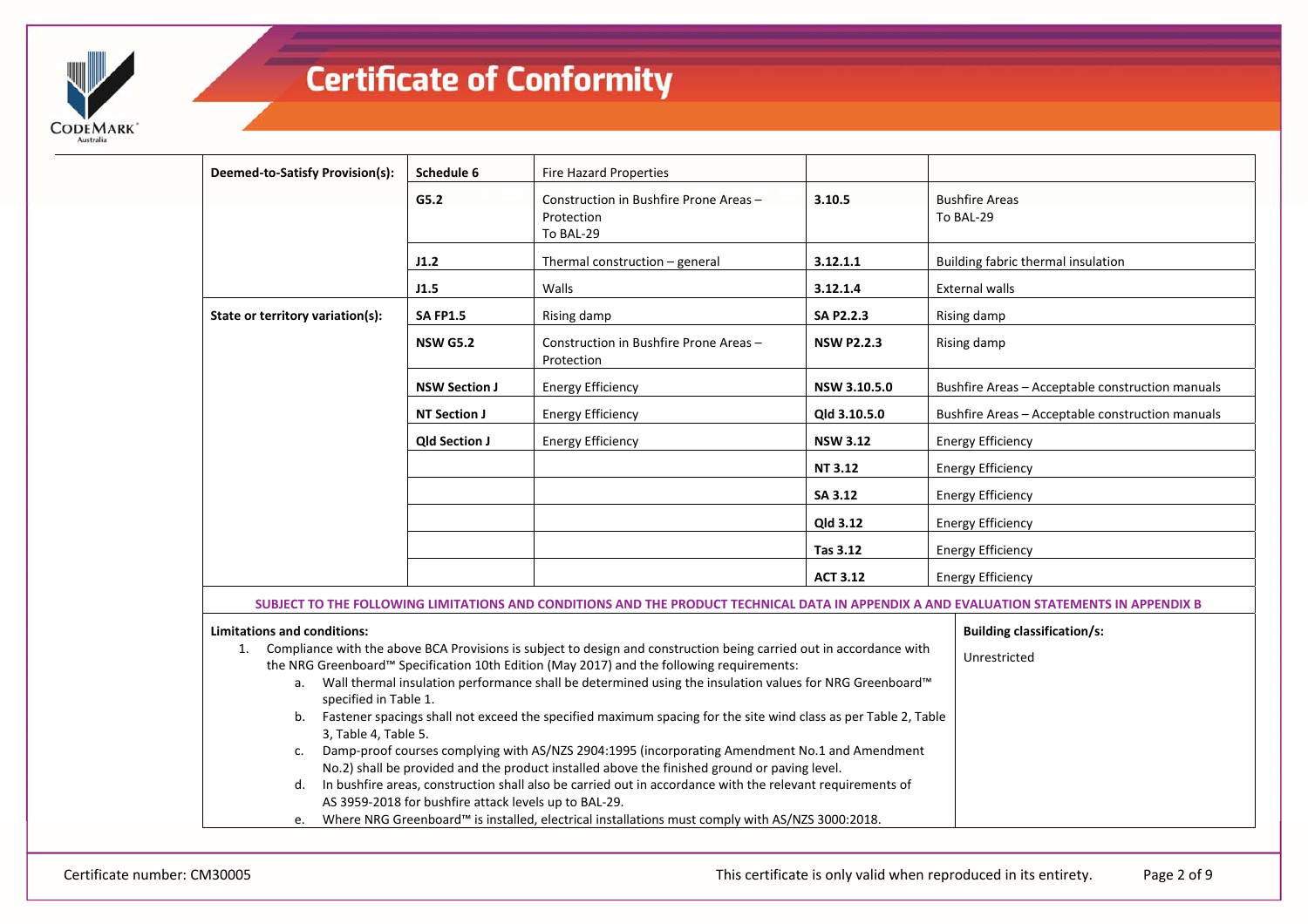# Certificate of Conformity

| | | | | |
|---|---|---|---|---|
| **Deemed-to-Satisfy Provision(s):** | **Schedule 6** | Fire Hazard Properties | | |
| | **G5.2** | Construction in Bushfire Prone Areas – Protection To BAL-29 | **3.10.5** | Bushfire Areas To BAL-29 |
| | **J1.2** | Thermal construction – general | **3.12.1.1** | Building fabric thermal insulation |
| | **J1.5** | Walls | **3.12.1.4** | External walls |
| **State or territory variation(s):** | **SA FP1.5** | Rising damp | **SA P2.2.3** | Rising damp |
| | **NSW G5.2** | Construction in Bushfire Prone Areas – Protection | **NSW P2.2.3** | Rising damp |
| | **NSW Section J** | Energy Efficiency | **NSW 3.10.5.0** | Bushfire Areas – Acceptable construction manuals |
| | **NT Section J** | Energy Efficiency | **Qld 3.10.5.0** | Bushfire Areas – Acceptable construction manuals |
| | **Qld Section J** | Energy Efficiency | **NSW 3.12** | Energy Efficiency |
| | | | **NT 3.12** | Energy Efficiency |
| | | | **SA 3.12** | Energy Efficiency |
| | | | **Qld 3.12** | Energy Efficiency |
| | | | **Tas 3.12** | Energy Efficiency |
| | | | **ACT 3.12** | Energy Efficiency |

**SUBJECT TO THE FOLLOWING LIMITATIONS AND CONDITIONS AND THE PRODUCT TECHNICAL DATA IN APPENDIX A AND EVALUATION STATEMENTS IN APPENDIX B**

**Limitations and conditions:**

1. Compliance with the above BCA Provisions is subject to design and construction being carried out in accordance with the NRG Greenboard™ Specification 10th Edition (May 2017) and the following requirements:
   a. Wall thermal insulation performance shall be determined using the insulation values for NRG Greenboard™ specified in Table 1.
   b. Fastener spacings shall not exceed the specified maximum spacing for the site wind class as per Table 2, Table 3, Table 4, Table 5.
   c. Damp-proof courses complying with AS/NZS 2904:1995 (incorporating Amendment No.1 and Amendment No.2) shall be provided and the product installed above the finished ground or paving level.
   d. In bushfire areas, construction shall also be carried out in accordance with the relevant requirements of AS 3959-2018 for bushfire attack levels up to BAL-29.
   e. Where NRG Greenboard™ is installed, electrical installations must comply with AS/NZS 3000:2018.

**Building classification/s:**

Unrestricted

Certificate number: CM30005

This certificate is only valid when reproduced in its entirety.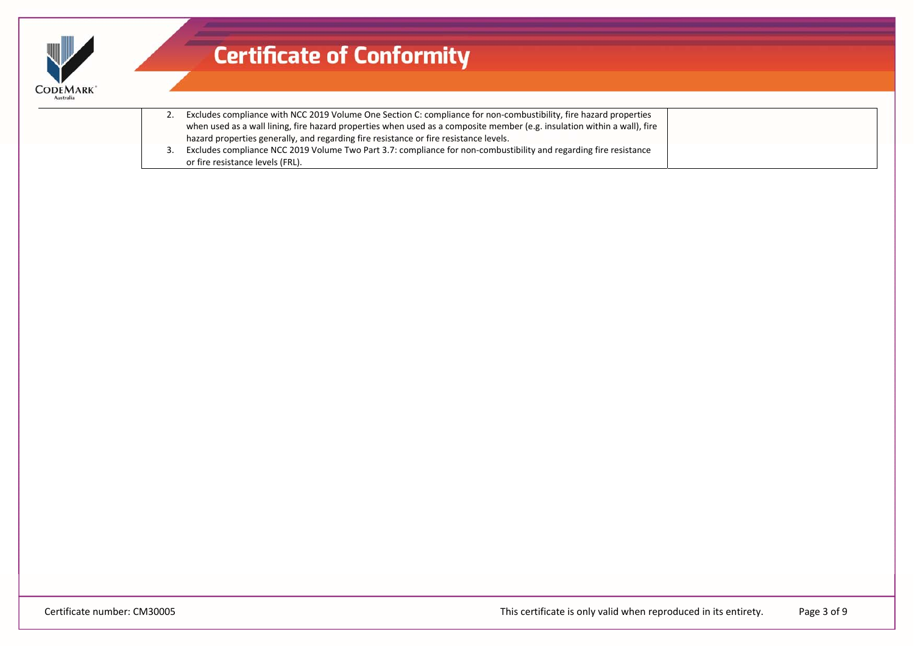| | |
|---|---|
| 2. Excludes compliance with NCC 2019 Volume One Section C: compliance for non-combustibility, fire hazard properties when used as a wall lining, fire hazard properties when used as a composite member (e.g. insulation within a wall), fire hazard properties generally, and regarding fire resistance or fire resistance levels.<br>3. Excludes compliance NCC 2019 Volume Two Part 3.7: compliance for non-combustibility and regarding fire resistance or fire resistance levels (FRL). | |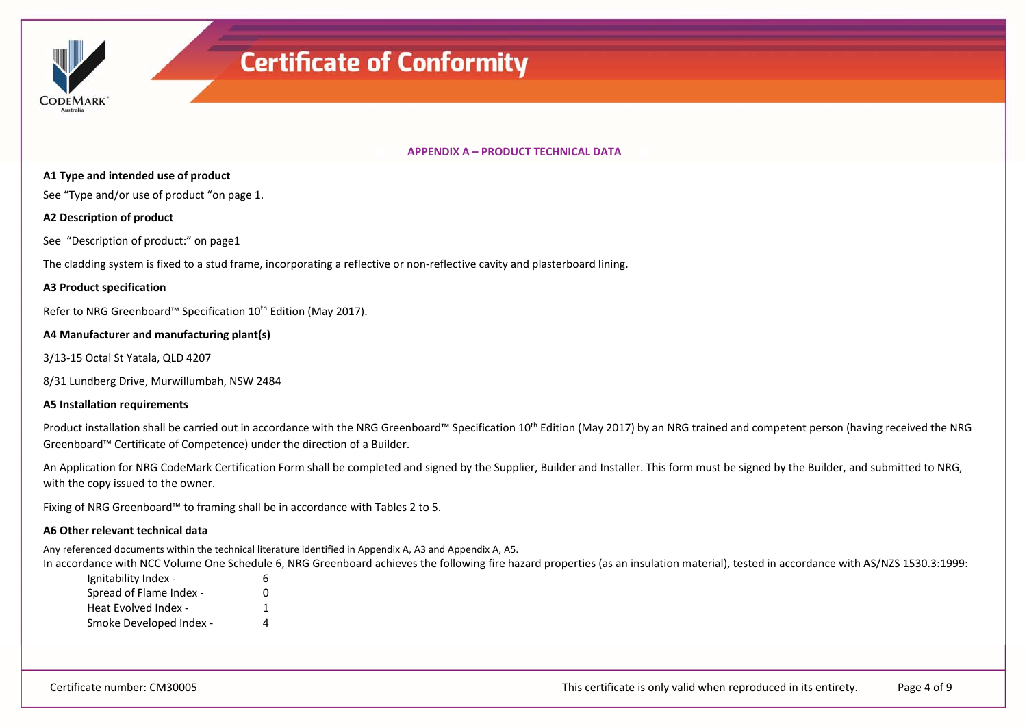## APPENDIX A – PRODUCT TECHNICAL DATA

**A1 Type and intended use of product**

See "Type and/or use of product "on page 1.

**A2 Description of product**

See "Description of product:" on page1

The cladding system is fixed to a stud frame, incorporating a reflective or non-reflective cavity and plasterboard lining.

**A3 Product specification**

Refer to NRG Greenboard™ Specification 10th Edition (May 2017).

**A4 Manufacturer and manufacturing plant(s)**

3/13-15 Octal St Yatala, QLD 4207

8/31 Lundberg Drive, Murwillumbah, NSW 2484

**A5 Installation requirements**

Product installation shall be carried out in accordance with the NRG Greenboard™ Specification 10th Edition (May 2017) by an NRG trained and competent person (having received the NRG Greenboard™ Certificate of Competence) under the direction of a Builder.

An Application for NRG CodeMark Certification Form shall be completed and signed by the Supplier, Builder and Installer. This form must be signed by the Builder, and submitted to NRG, with the copy issued to the owner.

Fixing of NRG Greenboard™ to framing shall be in accordance with Tables 2 to 5.

**A6 Other relevant technical data**

Any referenced documents within the technical literature identified in Appendix A, A3 and Appendix A, A5.

In accordance with NCC Volume One Schedule 6, NRG Greenboard achieves the following fire hazard properties (as an insulation material), tested in accordance with AS/NZS 1530.3:1999:

| Property | Index |
|---|---|
| Ignitability Index - | 6 |
| Spread of Flame Index - | 0 |
| Heat Evolved Index - | 1 |
| Smoke Developed Index - | 4 |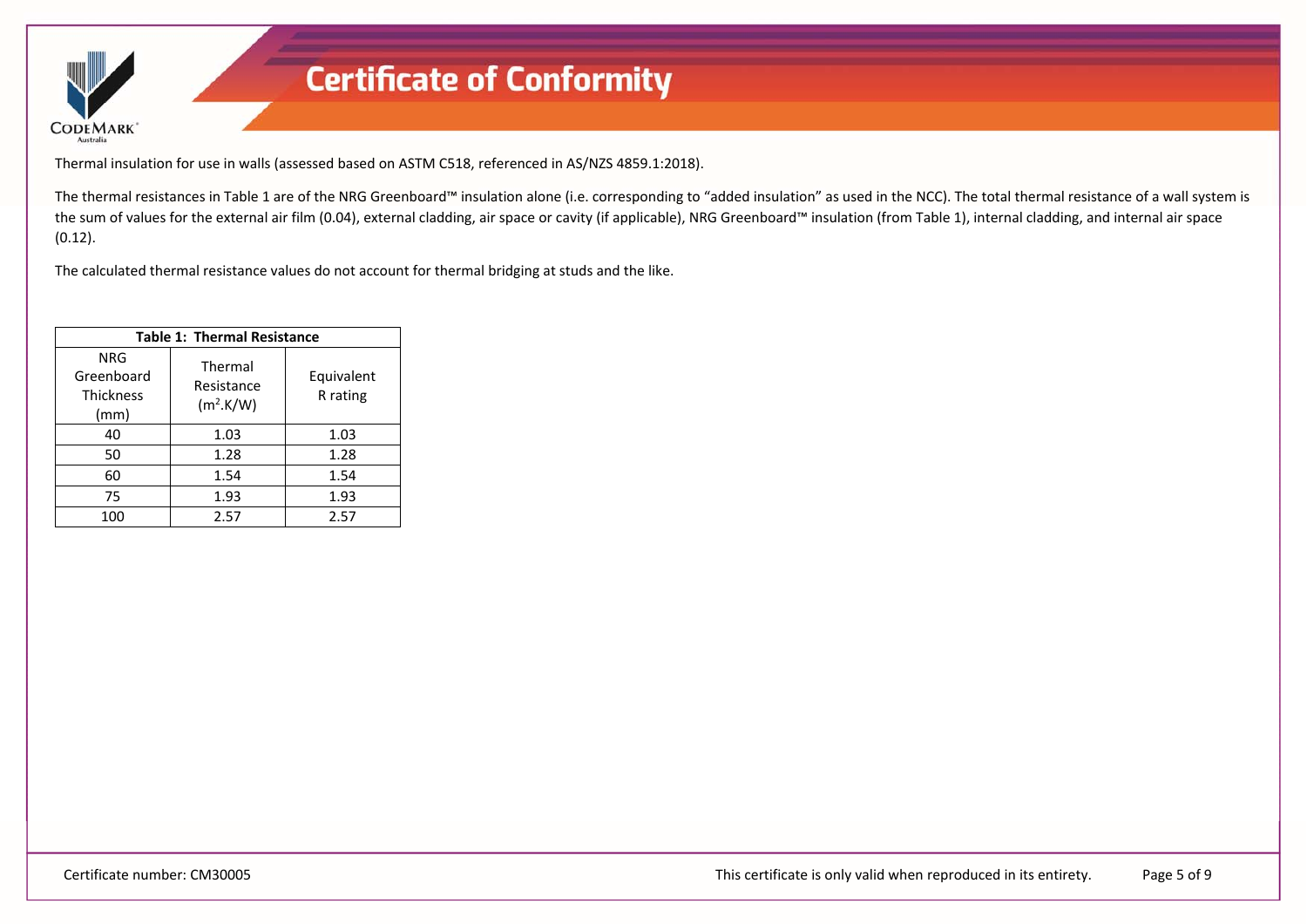Thermal insulation for use in walls (assessed based on ASTM C518, referenced in AS/NZS 4859.1:2018).

The thermal resistances in Table 1 are of the NRG Greenboard™ insulation alone (i.e. corresponding to "added insulation" as used in the NCC). The total thermal resistance of a wall system is the sum of values for the external air film (0.04), external cladding, air space or cavity (if applicable), NRG Greenboard™ insulation (from Table 1), internal cladding, and internal air space (0.12).

The calculated thermal resistance values do not account for thermal bridging at studs and the like.

**Table 1: Thermal Resistance**

| NRG Greenboard Thickness (mm) | Thermal Resistance ($m^2$.K/W) | Equivalent R rating |
|---|---|---|
| 40 | 1.03 | 1.03 |
| 50 | 1.28 | 1.28 |
| 60 | 1.54 | 1.54 |
| 75 | 1.93 | 1.93 |
| 100 | 2.57 | 2.57 |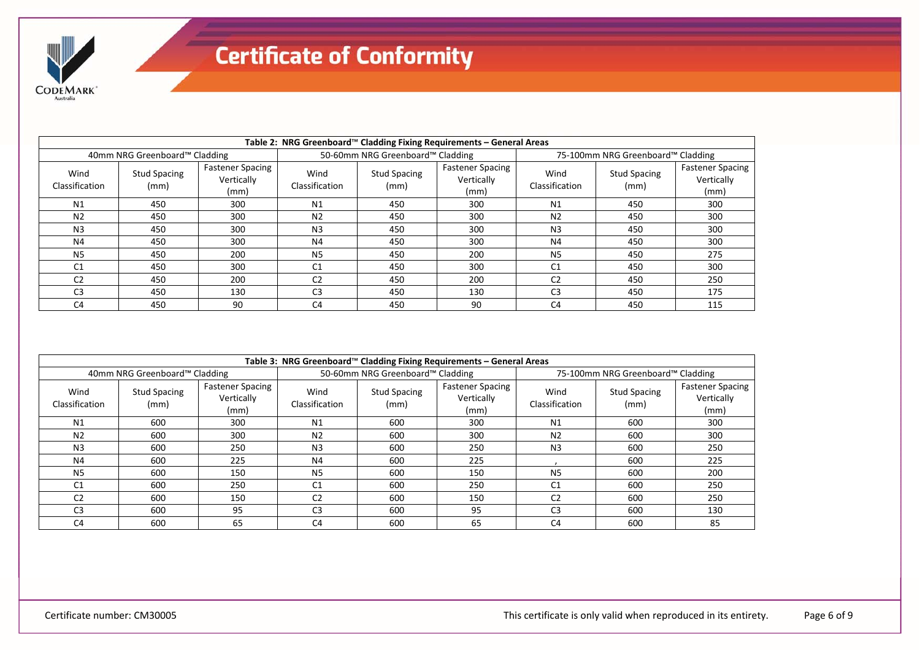# Certificate of Conformity

| Table 2: NRG Greenboard™ Cladding Fixing Requirements – General Areas | | | | | | | | |
|---|---|---|---|---|---|---|---|---|
| 40mm NRG Greenboard™ Cladding | | | 50-60mm NRG Greenboard™ Cladding | | | 75-100mm NRG Greenboard™ Cladding | | |
| Wind Classification | Stud Spacing (mm) | Fastener Spacing Vertically (mm) | Wind Classification | Stud Spacing (mm) | Fastener Spacing Vertically (mm) | Wind Classification | Stud Spacing (mm) | Fastener Spacing Vertically (mm) |
| N1 | 450 | 300 | N1 | 450 | 300 | N1 | 450 | 300 |
| N2 | 450 | 300 | N2 | 450 | 300 | N2 | 450 | 300 |
| N3 | 450 | 300 | N3 | 450 | 300 | N3 | 450 | 300 |
| N4 | 450 | 300 | N4 | 450 | 300 | N4 | 450 | 300 |
| N5 | 450 | 200 | N5 | 450 | 200 | N5 | 450 | 275 |
| C1 | 450 | 300 | C1 | 450 | 300 | C1 | 450 | 300 |
| C2 | 450 | 200 | C2 | 450 | 200 | C2 | 450 | 250 |
| C3 | 450 | 130 | C3 | 450 | 130 | C3 | 450 | 175 |
| C4 | 450 | 90 | C4 | 450 | 90 | C4 | 450 | 115 |

| Table 3: NRG Greenboard™ Cladding Fixing Requirements – General Areas | | | | | | | | |
|---|---|---|---|---|---|---|---|---|
| 40mm NRG Greenboard™ Cladding | | | 50-60mm NRG Greenboard™ Cladding | | | 75-100mm NRG Greenboard™ Cladding | | |
| Wind Classification | Stud Spacing (mm) | Fastener Spacing Vertically (mm) | Wind Classification | Stud Spacing (mm) | Fastener Spacing Vertically (mm) | Wind Classification | Stud Spacing (mm) | Fastener Spacing Vertically (mm) |
| N1 | 600 | 300 | N1 | 600 | 300 | N1 | 600 | 300 |
| N2 | 600 | 300 | N2 | 600 | 300 | N2 | 600 | 300 |
| N3 | 600 | 250 | N3 | 600 | 250 | N3 | 600 | 250 |
| N4 | 600 | 225 | N4 | 600 | 225 | , | 600 | 225 |
| N5 | 600 | 150 | N5 | 600 | 150 | N5 | 600 | 200 |
| C1 | 600 | 250 | C1 | 600 | 250 | C1 | 600 | 250 |
| C2 | 600 | 150 | C2 | 600 | 150 | C2 | 600 | 250 |
| C3 | 600 | 95 | C3 | 600 | 95 | C3 | 600 | 130 |
| C4 | 600 | 65 | C4 | 600 | 65 | C4 | 600 | 85 |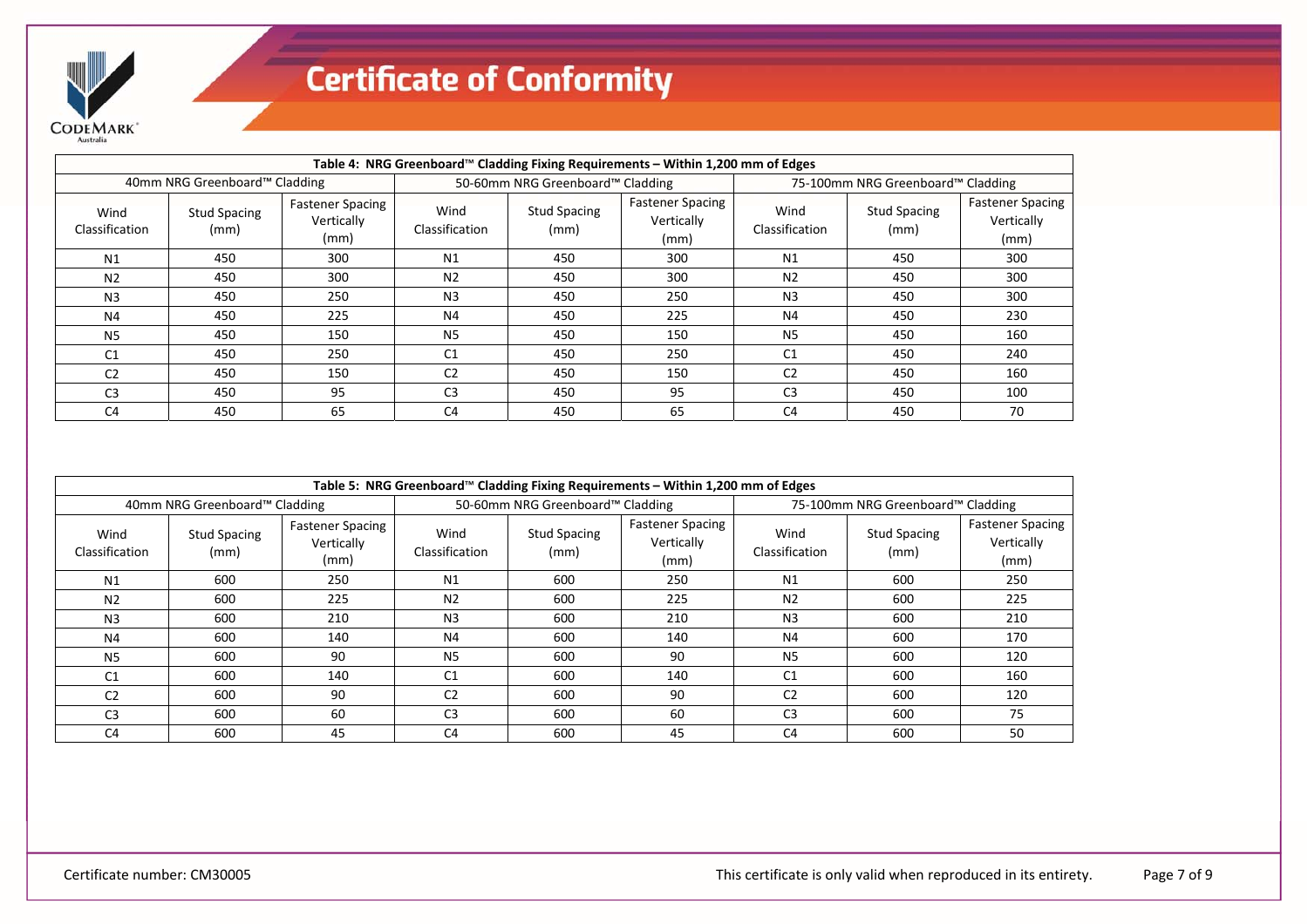# Certificate of Conformity

| Table 4: NRG Greenboard™ Cladding Fixing Requirements – Within 1,200 mm of Edges | | | | | | | | |
|---|---|---|---|---|---|---|---|---|
| 40mm NRG Greenboard™ Cladding | | | 50-60mm NRG Greenboard™ Cladding | | | 75-100mm NRG Greenboard™ Cladding | | |
| Wind Classification | Stud Spacing (mm) | Fastener Spacing Vertically (mm) | Wind Classification | Stud Spacing (mm) | Fastener Spacing Vertically (mm) | Wind Classification | Stud Spacing (mm) | Fastener Spacing Vertically (mm) |
| N1 | 450 | 300 | N1 | 450 | 300 | N1 | 450 | 300 |
| N2 | 450 | 300 | N2 | 450 | 300 | N2 | 450 | 300 |
| N3 | 450 | 250 | N3 | 450 | 250 | N3 | 450 | 300 |
| N4 | 450 | 225 | N4 | 450 | 225 | N4 | 450 | 230 |
| N5 | 450 | 150 | N5 | 450 | 150 | N5 | 450 | 160 |
| C1 | 450 | 250 | C1 | 450 | 250 | C1 | 450 | 240 |
| C2 | 450 | 150 | C2 | 450 | 150 | C2 | 450 | 160 |
| C3 | 450 | 95 | C3 | 450 | 95 | C3 | 450 | 100 |
| C4 | 450 | 65 | C4 | 450 | 65 | C4 | 450 | 70 |

| Table 5: NRG Greenboard™ Cladding Fixing Requirements – Within 1,200 mm of Edges | | | | | | | | |
|---|---|---|---|---|---|---|---|---|
| 40mm NRG Greenboard™ Cladding | | | 50-60mm NRG Greenboard™ Cladding | | | 75-100mm NRG Greenboard™ Cladding | | |
| Wind Classification | Stud Spacing (mm) | Fastener Spacing Vertically (mm) | Wind Classification | Stud Spacing (mm) | Fastener Spacing Vertically (mm) | Wind Classification | Stud Spacing (mm) | Fastener Spacing Vertically (mm) |
| N1 | 600 | 250 | N1 | 600 | 250 | N1 | 600 | 250 |
| N2 | 600 | 225 | N2 | 600 | 225 | N2 | 600 | 225 |
| N3 | 600 | 210 | N3 | 600 | 210 | N3 | 600 | 210 |
| N4 | 600 | 140 | N4 | 600 | 140 | N4 | 600 | 170 |
| N5 | 600 | 90 | N5 | 600 | 90 | N5 | 600 | 120 |
| C1 | 600 | 140 | C1 | 600 | 140 | C1 | 600 | 160 |
| C2 | 600 | 90 | C2 | 600 | 90 | C2 | 600 | 120 |
| C3 | 600 | 60 | C3 | 600 | 60 | C3 | 600 | 75 |
| C4 | 600 | 45 | C4 | 600 | 45 | C4 | 600 | 50 |

Certificate number: CM30005

This certificate is only valid when reproduced in its entirety.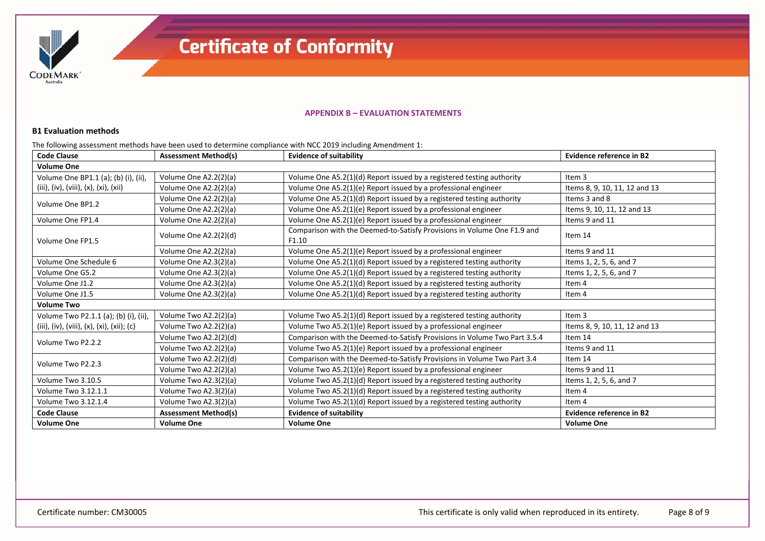## APPENDIX B – EVALUATION STATEMENTS

### B1 Evaluation methods

The following assessment methods have been used to determine compliance with NCC 2019 including Amendment 1:

| Code Clause | Assessment Method(s) | Evidence of suitability | Evidence reference in B2 |
|---|---|---|---|
| **Volume One** | | | |
| Volume One BP1.1 (a); (b) (i), (ii), (iii), (iv), (viii), (x), (xi), (xii) | Volume One A2.2(2)(a) | Volume One A5.2(1)(d) Report issued by a registered testing authority | Item 3 |
| | Volume One A2.2(2)(a) | Volume One A5.2(1)(e) Report issued by a professional engineer | Items 8, 9, 10, 11, 12 and 13 |
| Volume One BP1.2 | Volume One A2.2(2)(a) | Volume One A5.2(1)(d) Report issued by a registered testing authority | Items 3 and 8 |
| | Volume One A2.2(2)(a) | Volume One A5.2(1)(e) Report issued by a professional engineer | Items 9, 10, 11, 12 and 13 |
| Volume One FP1.4 | Volume One A2.2(2)(a) | Volume One A5.2(1)(e) Report issued by a professional engineer | Items 9 and 11 |
| Volume One FP1.5 | Volume One A2.2(2)(d) | Comparison with the Deemed-to-Satisfy Provisions in Volume One F1.9 and F1.10 | Item 14 |
| | Volume One A2.2(2)(a) | Volume One A5.2(1)(e) Report issued by a professional engineer | Items 9 and 11 |
| Volume One Schedule 6 | Volume One A2.3(2)(a) | Volume One A5.2(1)(d) Report issued by a registered testing authority | Items 1, 2, 5, 6, and 7 |
| Volume One G5.2 | Volume One A2.3(2)(a) | Volume One A5.2(1)(d) Report issued by a registered testing authority | Items 1, 2, 5, 6, and 7 |
| Volume One J1.2 | Volume One A2.3(2)(a) | Volume One A5.2(1)(d) Report issued by a registered testing authority | Item 4 |
| Volume One J1.5 | Volume One A2.3(2)(a) | Volume One A5.2(1)(d) Report issued by a registered testing authority | Item 4 |
| **Volume Two** | | | |
| Volume Two P2.1.1 (a); (b) (i), (ii), (iii), (iv), (viii), (x), (xi), (xii); (c) | Volume Two A2.2(2)(a) | Volume Two A5.2(1)(d) Report issued by a registered testing authority | Item 3 |
| | Volume Two A2.2(2)(a) | Volume Two A5.2(1)(e) Report issued by a professional engineer | Items 8, 9, 10, 11, 12 and 13 |
| Volume Two P2.2.2 | Volume Two A2.2(2)(d) | Comparison with the Deemed-to-Satisfy Provisions in Volume Two Part 3.5.4 | Item 14 |
| | Volume Two A2.2(2)(a) | Volume Two A5.2(1)(e) Report issued by a professional engineer | Items 9 and 11 |
| Volume Two P2.2.3 | Volume Two A2.2(2)(d) | Comparison with the Deemed-to-Satisfy Provisions in Volume Two Part 3.4 | Item 14 |
| | Volume Two A2.2(2)(a) | Volume Two A5.2(1)(e) Report issued by a professional engineer | Items 9 and 11 |
| Volume Two 3.10.5 | Volume Two A2.3(2)(a) | Volume Two A5.2(1)(d) Report issued by a registered testing authority | Items 1, 2, 5, 6, and 7 |
| Volume Two 3.12.1.1 | Volume Two A2.3(2)(a) | Volume Two A5.2(1)(d) Report issued by a registered testing authority | Item 4 |
| Volume Two 3.12.1.4 | Volume Two A2.3(2)(a) | Volume Two A5.2(1)(d) Report issued by a registered testing authority | Item 4 |
| **Code Clause** | **Assessment Method(s)** | **Evidence of suitability** | **Evidence reference in B2** |
| **Volume One** | **Volume One** | **Volume One** | **Volume One** |

Certificate number: CM30005

This certificate is only valid when reproduced in its entirety.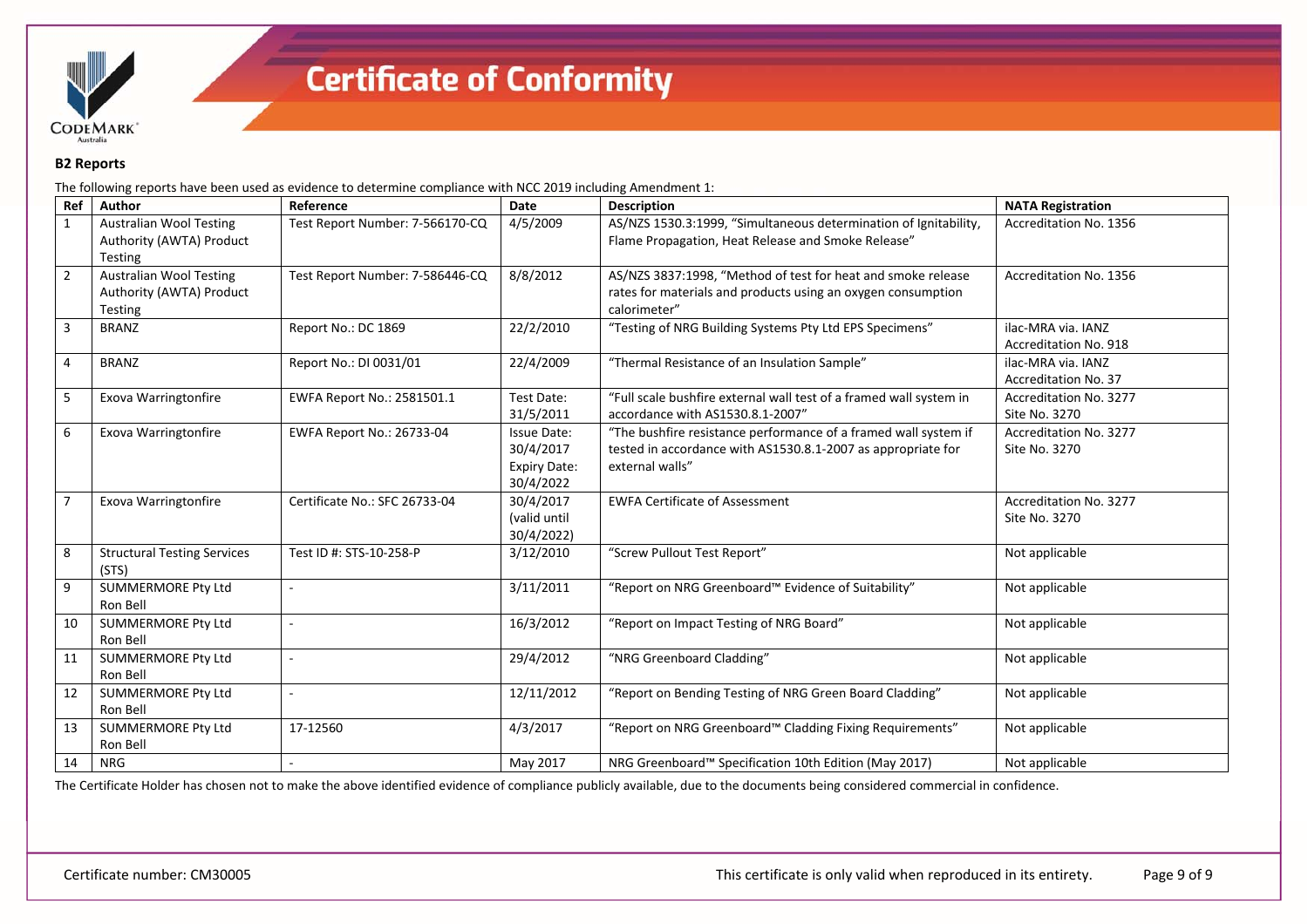# Certificate of Conformity

**B2 Reports**

The following reports have been used as evidence to determine compliance with NCC 2019 including Amendment 1:

| Ref | Author | Reference | Date | Description | NATA Registration |
|---|---|---|---|---|---|
| 1 | Australian Wool Testing Authority (AWTA) Product Testing | Test Report Number: 7-566170-CQ | 4/5/2009 | AS/NZS 1530.3:1999, "Simultaneous determination of Ignitability, Flame Propagation, Heat Release and Smoke Release" | Accreditation No. 1356 |
| 2 | Australian Wool Testing Authority (AWTA) Product Testing | Test Report Number: 7-586446-CQ | 8/8/2012 | AS/NZS 3837:1998, "Method of test for heat and smoke release rates for materials and products using an oxygen consumption calorimeter" | Accreditation No. 1356 |
| 3 | BRANZ | Report No.: DC 1869 | 22/2/2010 | "Testing of NRG Building Systems Pty Ltd EPS Specimens" | ilac-MRA via. IANZ Accreditation No. 918 |
| 4 | BRANZ | Report No.: DI 0031/01 | 22/4/2009 | "Thermal Resistance of an Insulation Sample" | ilac-MRA via. IANZ Accreditation No. 37 |
| 5 | Exova Warringtonfire | EWFA Report No.: 2581501.1 | Test Date: 31/5/2011 | "Full scale bushfire external wall test of a framed wall system in accordance with AS1530.8.1-2007" | Accreditation No. 3277 Site No. 3270 |
| 6 | Exova Warringtonfire | EWFA Report No.: 26733-04 | Issue Date: 30/4/2017 Expiry Date: 30/4/2022 | "The bushfire resistance performance of a framed wall system if tested in accordance with AS1530.8.1-2007 as appropriate for external walls" | Accreditation No. 3277 Site No. 3270 |
| 7 | Exova Warringtonfire | Certificate No.: SFC 26733-04 | 30/4/2017 (valid until 30/4/2022) | EWFA Certificate of Assessment | Accreditation No. 3277 Site No. 3270 |
| 8 | Structural Testing Services (STS) | Test ID #: STS-10-258-P | 3/12/2010 | "Screw Pullout Test Report" | Not applicable |
| 9 | SUMMERMORE Pty Ltd Ron Bell | - | 3/11/2011 | "Report on NRG Greenboard™ Evidence of Suitability" | Not applicable |
| 10 | SUMMERMORE Pty Ltd Ron Bell | - | 16/3/2012 | "Report on Impact Testing of NRG Board" | Not applicable |
| 11 | SUMMERMORE Pty Ltd Ron Bell | - | 29/4/2012 | "NRG Greenboard Cladding" | Not applicable |
| 12 | SUMMERMORE Pty Ltd Ron Bell | - | 12/11/2012 | "Report on Bending Testing of NRG Green Board Cladding" | Not applicable |
| 13 | SUMMERMORE Pty Ltd Ron Bell | 17-12560 | 4/3/2017 | "Report on NRG Greenboard™ Cladding Fixing Requirements" | Not applicable |
| 14 | NRG | - | May 2017 | NRG Greenboard™ Specification 10th Edition (May 2017) | Not applicable |

The Certificate Holder has chosen not to make the above identified evidence of compliance publicly available, due to the documents being considered commercial in confidence.

Certificate number: CM30005

This certificate is only valid when reproduced in its entirety.